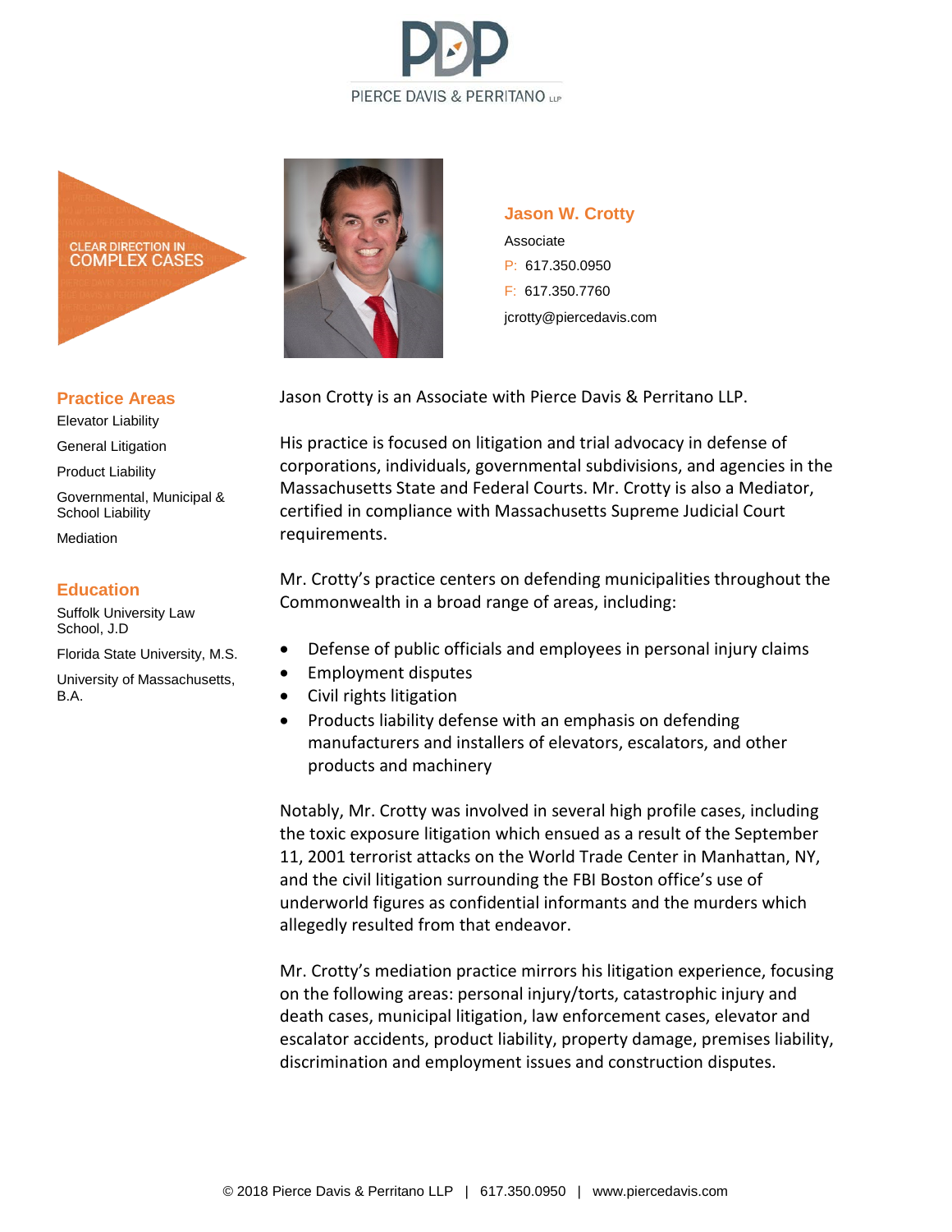PIERCE DAVIS & PERRITANO LLP

CLEAR DIRECTION IN COMPLEX CASES

## Jason W. Crotty

Associate

P: 617.350.0950

F: 617.350.7760

jcrotty@piercedavis.com

### Practice Areas

Elevator Liability

General Litigation

Product Liability

Governmental, Municipal & School Liability

Mediation

### Education

Suffolk University Law School, J.D

Florida State University, M.S.

University of Massachusetts, B.A.

Jason Crotty is an Associate with Pierce Davis & Perritano LLP.

His practice is focused on litigation and trial advocacy in defense of corporations, individuals, governmental subdivisions, and agencies in the Massachusetts State and Federal Courts. Mr. Crotty is also a Mediator, certified in compliance with Massachusetts Supreme Judicial Court requirements.

Mr. Crotty's practice centers on defending municipalities throughout the Commonwealth in a broad range of areas, including:

- Defense of public officials and employees in personal injury claims
- Employment disputes
- Civil rights litigation
- Products liability defense with an emphasis on defending manufacturers and installers of elevators, escalators, and other products and machinery

Notably, Mr. Crotty was involved in several high profile cases, including the toxic exposure litigation which ensued as a result of the September 11, 2001 terrorist attacks on the World Trade Center in Manhattan, NY, and the civil litigation surrounding the FBI Boston office's use of underworld figures as confidential informants and the murders which allegedly resulted from that endeavor.

Mr. Crotty's mediation practice mirrors his litigation experience, focusing on the following areas: personal injury/torts, catastrophic injury and death cases, municipal litigation, law enforcement cases, elevator and escalator accidents, product liability, property damage, premises liability, discrimination and employment issues and construction disputes.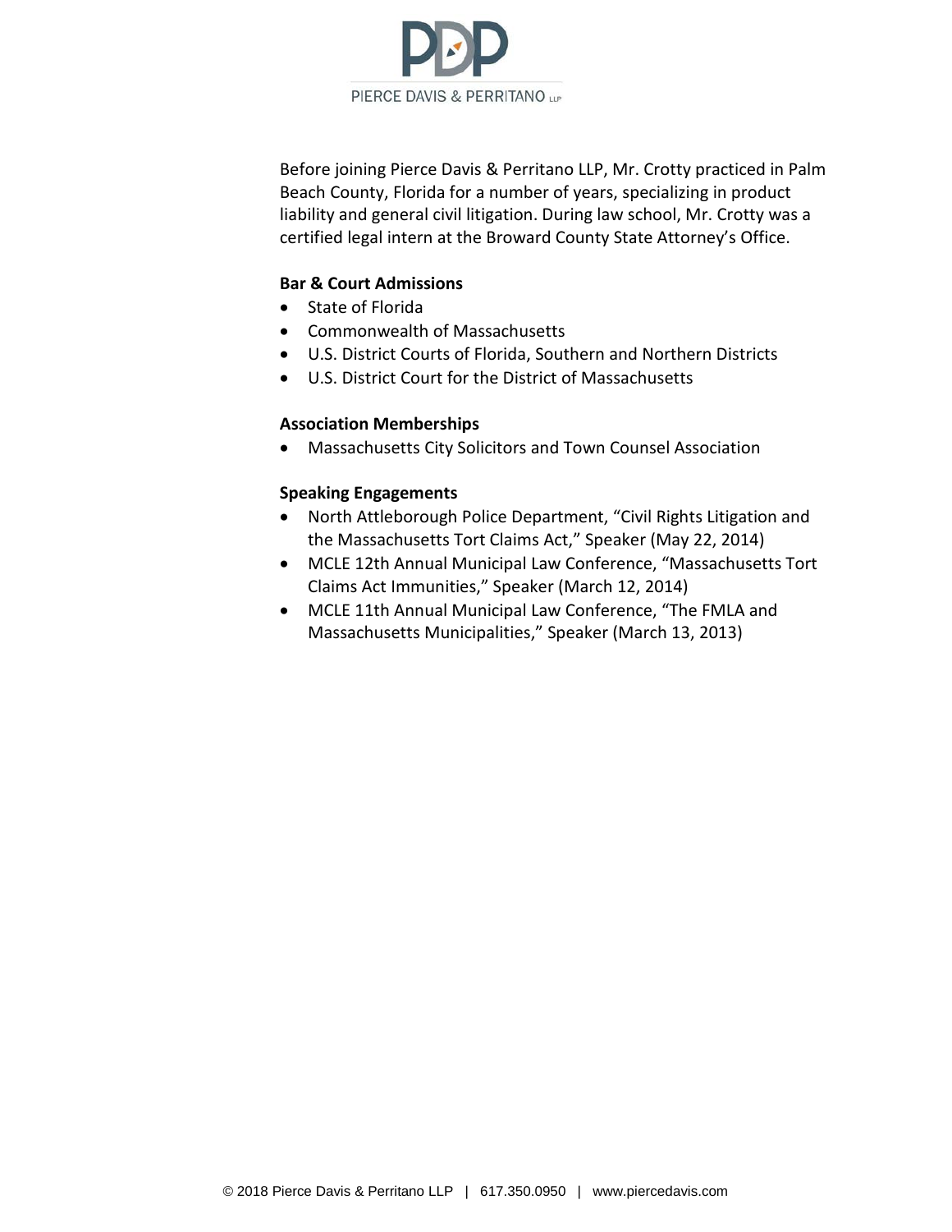Before joining Pierce Davis & Perritano LLP, Mr. Crotty practiced in Palm Beach County, Florida for a number of years, specializing in product liability and general civil litigation. During law school, Mr. Crotty was a certified legal intern at the Broward County State Attorney's Office.

**Bar & Court Admissions**

- State of Florida
- Commonwealth of Massachusetts
- U.S. District Courts of Florida, Southern and Northern Districts
- U.S. District Court for the District of Massachusetts

**Association Memberships**

- Massachusetts City Solicitors and Town Counsel Association

**Speaking Engagements**

- North Attleborough Police Department, "Civil Rights Litigation and the Massachusetts Tort Claims Act," Speaker (May 22, 2014)
- MCLE 12th Annual Municipal Law Conference, "Massachusetts Tort Claims Act Immunities," Speaker (March 12, 2014)
- MCLE 11th Annual Municipal Law Conference, "The FMLA and Massachusetts Municipalities," Speaker (March 13, 2013)